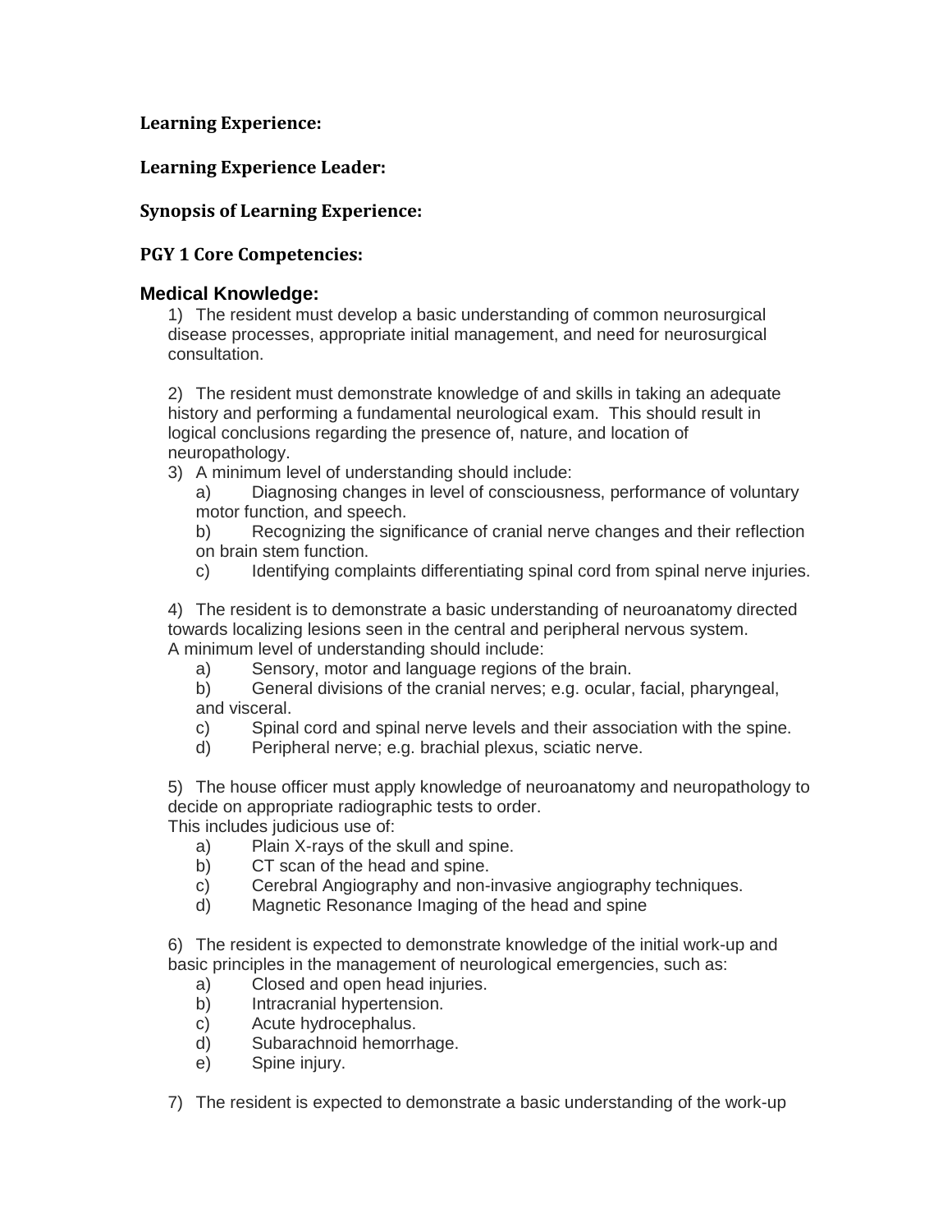**Learning Experience:**

**Learning Experience Leader:**

**Synopsis of Learning Experience:**

**PGY 1 Core Competencies:**

## Medical Knowledge:

1) The resident must develop a basic understanding of common neurosurgical disease processes, appropriate initial management, and need for neurosurgical consultation.

2) The resident must demonstrate knowledge of and skills in taking an adequate history and performing a fundamental neurological exam. This should result in logical conclusions regarding the presence of, nature, and location of neuropathology.

3) A minimum level of understanding should include:
   - a) Diagnosing changes in level of consciousness, performance of voluntary motor function, and speech.
   - b) Recognizing the significance of cranial nerve changes and their reflection on brain stem function.
   - c) Identifying complaints differentiating spinal cord from spinal nerve injuries.

4) The resident is to demonstrate a basic understanding of neuroanatomy directed towards localizing lesions seen in the central and peripheral nervous system. A minimum level of understanding should include:
   - a) Sensory, motor and language regions of the brain.
   - b) General divisions of the cranial nerves; e.g. ocular, facial, pharyngeal, and visceral.
   - c) Spinal cord and spinal nerve levels and their association with the spine.
   - d) Peripheral nerve; e.g. brachial plexus, sciatic nerve.

5) The house officer must apply knowledge of neuroanatomy and neuropathology to decide on appropriate radiographic tests to order.
This includes judicious use of:
   - a) Plain X-rays of the skull and spine.
   - b) CT scan of the head and spine.
   - c) Cerebral Angiography and non-invasive angiography techniques.
   - d) Magnetic Resonance Imaging of the head and spine

6) The resident is expected to demonstrate knowledge of the initial work-up and basic principles in the management of neurological emergencies, such as:
   - a) Closed and open head injuries.
   - b) Intracranial hypertension.
   - c) Acute hydrocephalus.
   - d) Subarachnoid hemorrhage.
   - e) Spine injury.

7) The resident is expected to demonstrate a basic understanding of the work-up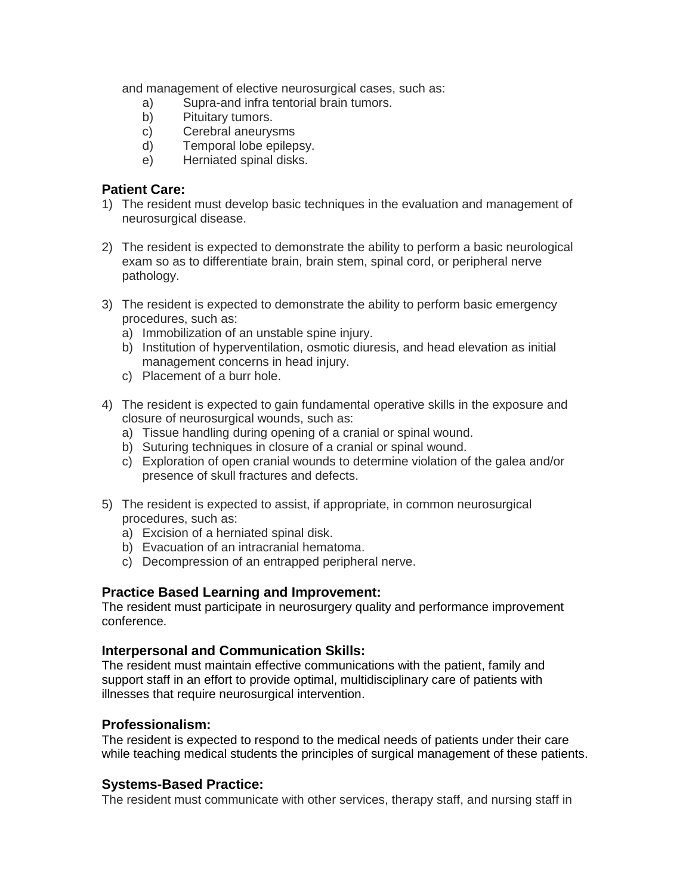and management of elective neurosurgical cases, such as:

a) Supra-and infra tentorial brain tumors.
b) Pituitary tumors.
c) Cerebral aneurysms
d) Temporal lobe epilepsy.
e) Herniated spinal disks.

### Patient Care:

1) The resident must develop basic techniques in the evaluation and management of neurosurgical disease.

2) The resident is expected to demonstrate the ability to perform a basic neurological exam so as to differentiate brain, brain stem, spinal cord, or peripheral nerve pathology.

3) The resident is expected to demonstrate the ability to perform basic emergency procedures, such as:
   a) Immobilization of an unstable spine injury.
   b) Institution of hyperventilation, osmotic diuresis, and head elevation as initial management concerns in head injury.
   c) Placement of a burr hole.

4) The resident is expected to gain fundamental operative skills in the exposure and closure of neurosurgical wounds, such as:
   a) Tissue handling during opening of a cranial or spinal wound.
   b) Suturing techniques in closure of a cranial or spinal wound.
   c) Exploration of open cranial wounds to determine violation of the galea and/or presence of skull fractures and defects.

5) The resident is expected to assist, if appropriate, in common neurosurgical procedures, such as:
   a) Excision of a herniated spinal disk.
   b) Evacuation of an intracranial hematoma.
   c) Decompression of an entrapped peripheral nerve.

### Practice Based Learning and Improvement:

The resident must participate in neurosurgery quality and performance improvement conference.

### Interpersonal and Communication Skills:

The resident must maintain effective communications with the patient, family and support staff in an effort to provide optimal, multidisciplinary care of patients with illnesses that require neurosurgical intervention.

### Professionalism:

The resident is expected to respond to the medical needs of patients under their care while teaching medical students the principles of surgical management of these patients.

### Systems-Based Practice:

The resident must communicate with other services, therapy staff, and nursing staff in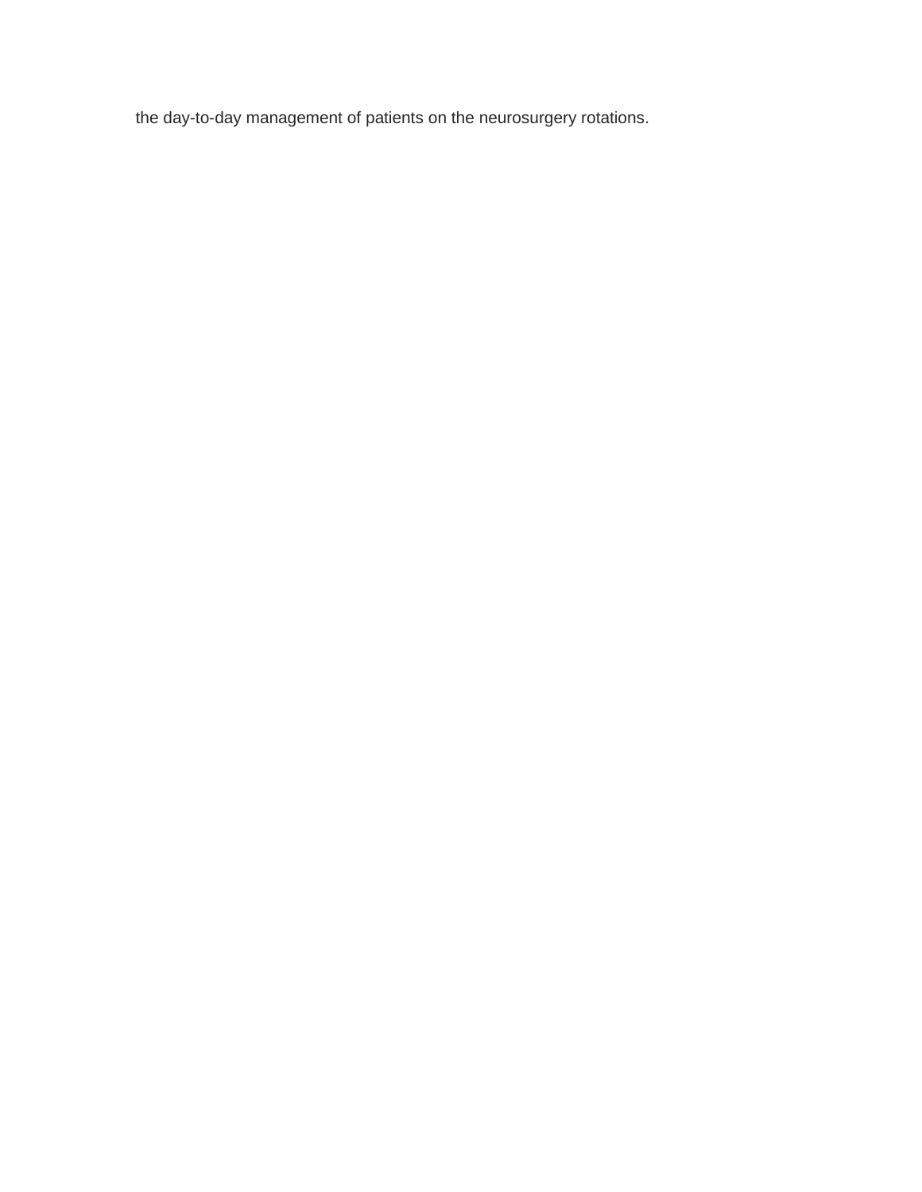the day-to-day management of patients on the neurosurgery rotations.